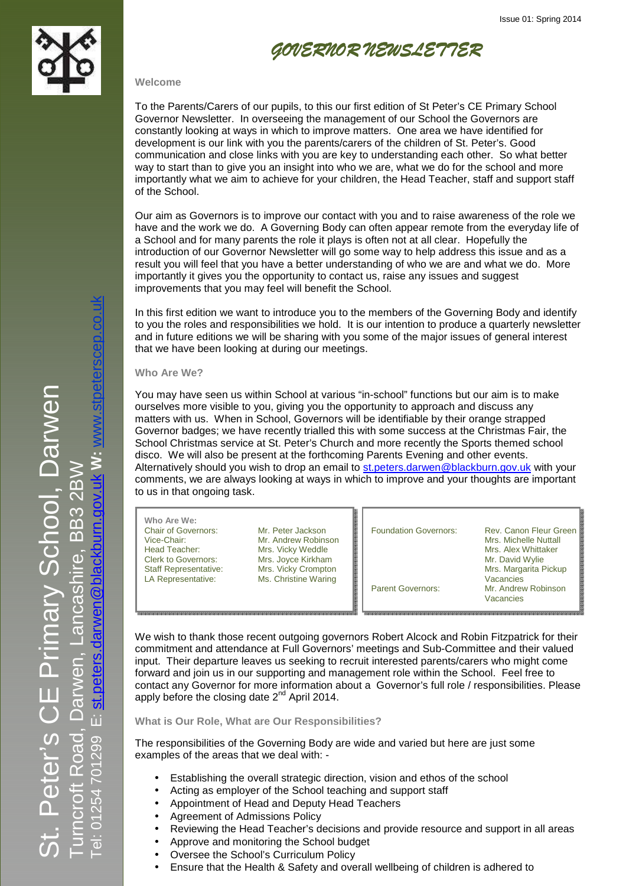Issue 01: Spring 2014

# GOVERNOR NEWSLETTER

St. Peter's CE Primary School, Darwen
Turncroft Road, Darwen, Lancashire, BB3 2BW
Tel: 01254 701299 E: st.peters.darwen@blackburn.gov.uk W: www.stpeterscep.co.uk

### Welcome

To the Parents/Carers of our pupils, to this our first edition of St Peter's CE Primary School Governor Newsletter. In overseeing the management of our School the Governors are constantly looking at ways in which to improve matters. One area we have identified for development is our link with you the parents/carers of the children of St. Peter's. Good communication and close links with you are key to understanding each other. So what better way to start than to give you an insight into who we are, what we do for the school and more importantly what we aim to achieve for your children, the Head Teacher, staff and support staff of the School.

Our aim as Governors is to improve our contact with you and to raise awareness of the role we have and the work we do. A Governing Body can often appear remote from the everyday life of a School and for many parents the role it plays is often not at all clear. Hopefully the introduction of our Governor Newsletter will go some way to help address this issue and as a result you will feel that you have a better understanding of who we are and what we do. More importantly it gives you the opportunity to contact us, raise any issues and suggest improvements that you may feel will benefit the School.

In this first edition we want to introduce you to the members of the Governing Body and identify to you the roles and responsibilities we hold. It is our intention to produce a quarterly newsletter and in future editions we will be sharing with you some of the major issues of general interest that we have been looking at during our meetings.

### Who Are We?

You may have seen us within School at various "in-school" functions but our aim is to make ourselves more visible to you, giving you the opportunity to approach and discuss any matters with us. When in School, Governors will be identifiable by their orange strapped Governor badges; we have recently trialled this with some success at the Christmas Fair, the School Christmas service at St. Peter's Church and more recently the Sports themed school disco. We will also be present at the forthcoming Parents Evening and other events. Alternatively should you wish to drop an email to st.peters.darwen@blackburn.gov.uk with your comments, we are always looking at ways in which to improve and your thoughts are important to us in that ongoing task.

**Who Are We:**

| Role | Name |
|---|---|
| Chair of Governors: | Mr. Peter Jackson |
| Vice-Chair: | Mr. Andrew Robinson |
| Head Teacher: | Mrs. Vicky Weddle |
| Clerk to Governors: | Mrs. Joyce Kirkham |
| Staff Representative: | Mrs. Vicky Crompton |
| LA Representative: | Ms. Christine Waring |

| Role | Name |
|---|---|
| Foundation Governors: | Rev. Canon Fleur Green |
| | Mrs. Michelle Nuttall |
| | Mrs. Alex Whittaker |
| | Mr. David Wylie |
| | Mrs. Margarita Pickup |
| | Vacancies |
| Parent Governors: | Mr. Andrew Robinson |
| | Vacancies |

We wish to thank those recent outgoing governors Robert Alcock and Robin Fitzpatrick for their commitment and attendance at Full Governors' meetings and Sub-Committee and their valued input. Their departure leaves us seeking to recruit interested parents/carers who might come forward and join us in our supporting and management role within the School. Feel free to contact any Governor for more information about a Governor's full role / responsibilities. Please apply before the closing date 2nd April 2014.

### What is Our Role, What are Our Responsibilities?

The responsibilities of the Governing Body are wide and varied but here are just some examples of the areas that we deal with: -

- Establishing the overall strategic direction, vision and ethos of the school
- Acting as employer of the School teaching and support staff
- Appointment of Head and Deputy Head Teachers
- Agreement of Admissions Policy
- Reviewing the Head Teacher's decisions and provide resource and support in all areas
- Approve and monitoring the School budget
- Oversee the School's Curriculum Policy
- Ensure that the Health & Safety and overall wellbeing of children is adhered to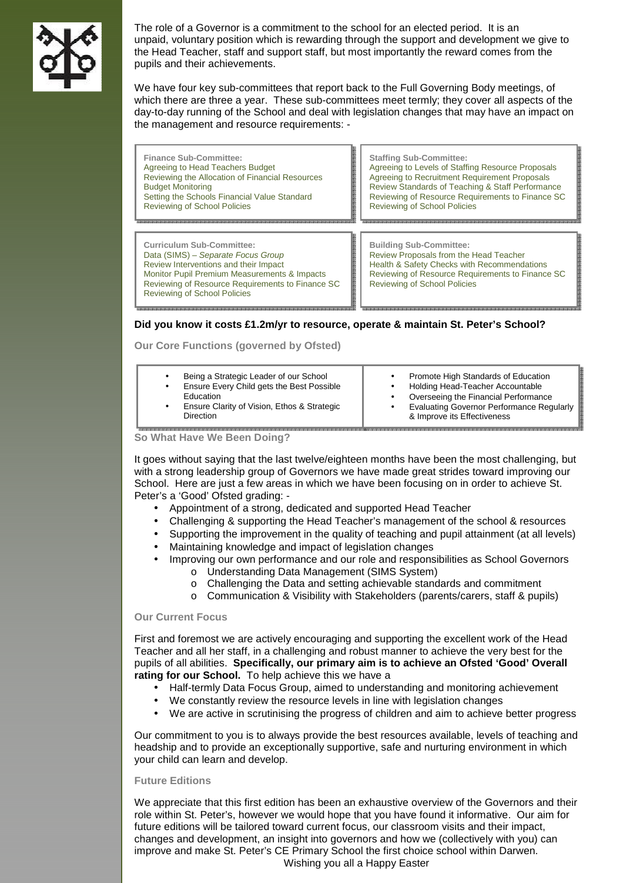The role of a Governor is a commitment to the school for an elected period. It is an unpaid, voluntary position which is rewarding through the support and development we give to the Head Teacher, staff and support staff, but most importantly the reward comes from the pupils and their achievements.

We have four key sub-committees that report back to the Full Governing Body meetings, of which there are three a year. These sub-committees meet termly; they cover all aspects of the day-to-day running of the School and deal with legislation changes that may have an impact on the management and resource requirements: -

**Finance Sub-Committee:**
Agreeing to Head Teachers Budget
Reviewing the Allocation of Financial Resources
Budget Monitoring
Setting the Schools Financial Value Standard
Reviewing of School Policies

**Staffing Sub-Committee:**
Agreeing to Levels of Staffing Resource Proposals
Agreeing to Recruitment Requirement Proposals
Review Standards of Teaching & Staff Performance
Reviewing of Resource Requirements to Finance SC
Reviewing of School Policies

**Curriculum Sub-Committee:**
Data (SIMS) – *Separate Focus Group*
Review Interventions and their Impact
Monitor Pupil Premium Measurements & Impacts
Reviewing of Resource Requirements to Finance SC
Reviewing of School Policies

**Building Sub-Committee:**
Review Proposals from the Head Teacher
Health & Safety Checks with Recommendations
Reviewing of Resource Requirements to Finance SC
Reviewing of School Policies

**Did you know it costs £1.2m/yr to resource, operate & maintain St. Peter's School?**

### Our Core Functions (governed by Ofsted)

- Being a Strategic Leader of our School
- Ensure Every Child gets the Best Possible Education
- Ensure Clarity of Vision, Ethos & Strategic Direction
- Promote High Standards of Education
- Holding Head-Teacher Accountable
- Overseeing the Financial Performance
- Evaluating Governor Performance Regularly & Improve its Effectiveness

### So What Have We Been Doing?

It goes without saying that the last twelve/eighteen months have been the most challenging, but with a strong leadership group of Governors we have made great strides toward improving our School. Here are just a few areas in which we have been focusing on in order to achieve St. Peter's a 'Good' Ofsted grading: -

- Appointment of a strong, dedicated and supported Head Teacher
- Challenging & supporting the Head Teacher's management of the school & resources
- Supporting the improvement in the quality of teaching and pupil attainment (at all levels)
- Maintaining knowledge and impact of legislation changes
- Improving our own performance and our role and responsibilities as School Governors
  - Understanding Data Management (SIMS System)
  - Challenging the Data and setting achievable standards and commitment
  - Communication & Visibility with Stakeholders (parents/carers, staff & pupils)

### Our Current Focus

First and foremost we are actively encouraging and supporting the excellent work of the Head Teacher and all her staff, in a challenging and robust manner to achieve the very best for the pupils of all abilities. **Specifically, our primary aim is to achieve an Ofsted 'Good' Overall rating for our School.** To help achieve this we have a

- Half-termly Data Focus Group, aimed to understanding and monitoring achievement
- We constantly review the resource levels in line with legislation changes
- We are active in scrutinising the progress of children and aim to achieve better progress

Our commitment to you is to always provide the best resources available, levels of teaching and headship and to provide an exceptionally supportive, safe and nurturing environment in which your child can learn and develop.

### Future Editions

We appreciate that this first edition has been an exhaustive overview of the Governors and their role within St. Peter's, however we would hope that you have found it informative. Our aim for future editions will be tailored toward current focus, our classroom visits and their impact, changes and development, an insight into governors and how we (collectively with you) can improve and make St. Peter's CE Primary School the first choice school within Darwen.

Wishing you all a Happy Easter